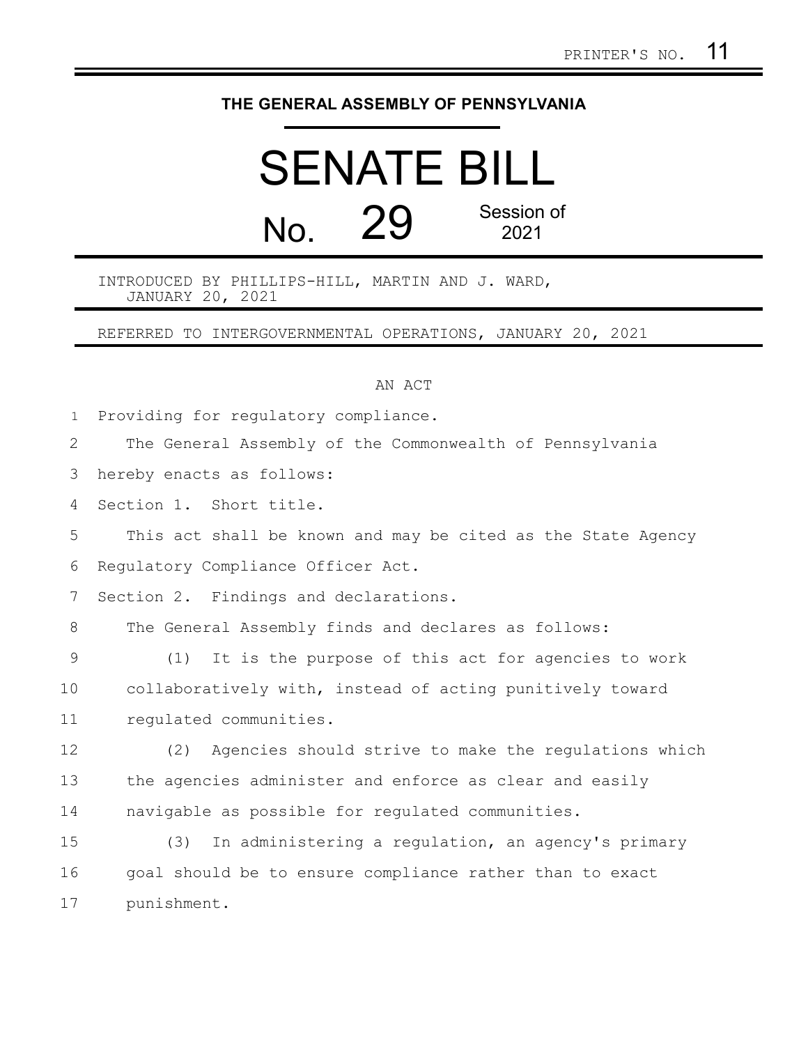PRINTER'S NO. 11

# THE GENERAL ASSEMBLY OF PENNSYLVANIA

# SENATE BILL

## No. 29 Session of 2021

INTRODUCED BY PHILLIPS-HILL, MARTIN AND J. WARD, JANUARY 20, 2021

REFERRED TO INTERGOVERNMENTAL OPERATIONS, JANUARY 20, 2021

AN ACT

Providing for regulatory compliance.

The General Assembly of the Commonwealth of Pennsylvania hereby enacts as follows:

Section 1. Short title.

This act shall be known and may be cited as the State Agency Regulatory Compliance Officer Act.

Section 2. Findings and declarations.

The General Assembly finds and declares as follows:

(1) It is the purpose of this act for agencies to work collaboratively with, instead of acting punitively toward regulated communities.

(2) Agencies should strive to make the regulations which the agencies administer and enforce as clear and easily navigable as possible for regulated communities.

(3) In administering a regulation, an agency's primary goal should be to ensure compliance rather than to exact punishment.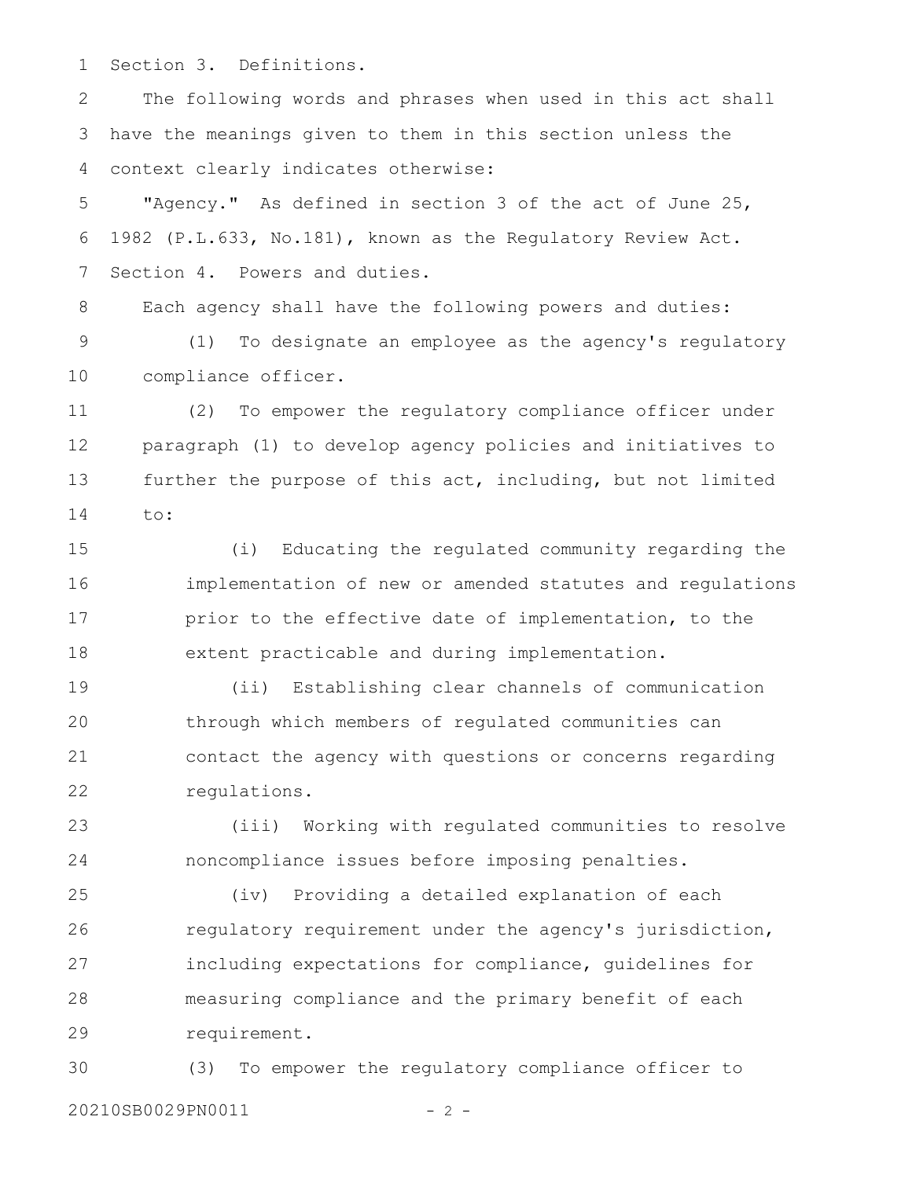Section 3. Definitions.

The following words and phrases when used in this act shall have the meanings given to them in this section unless the context clearly indicates otherwise:

"Agency." As defined in section 3 of the act of June 25, 1982 (P.L.633, No.181), known as the Regulatory Review Act.

Section 4. Powers and duties.

Each agency shall have the following powers and duties:

(1) To designate an employee as the agency's regulatory compliance officer.

(2) To empower the regulatory compliance officer under paragraph (1) to develop agency policies and initiatives to further the purpose of this act, including, but not limited to:

(i) Educating the regulated community regarding the implementation of new or amended statutes and regulations prior to the effective date of implementation, to the extent practicable and during implementation.

(ii) Establishing clear channels of communication through which members of regulated communities can contact the agency with questions or concerns regarding regulations.

(iii) Working with regulated communities to resolve noncompliance issues before imposing penalties.

(iv) Providing a detailed explanation of each regulatory requirement under the agency's jurisdiction, including expectations for compliance, guidelines for measuring compliance and the primary benefit of each requirement.

(3) To empower the regulatory compliance officer to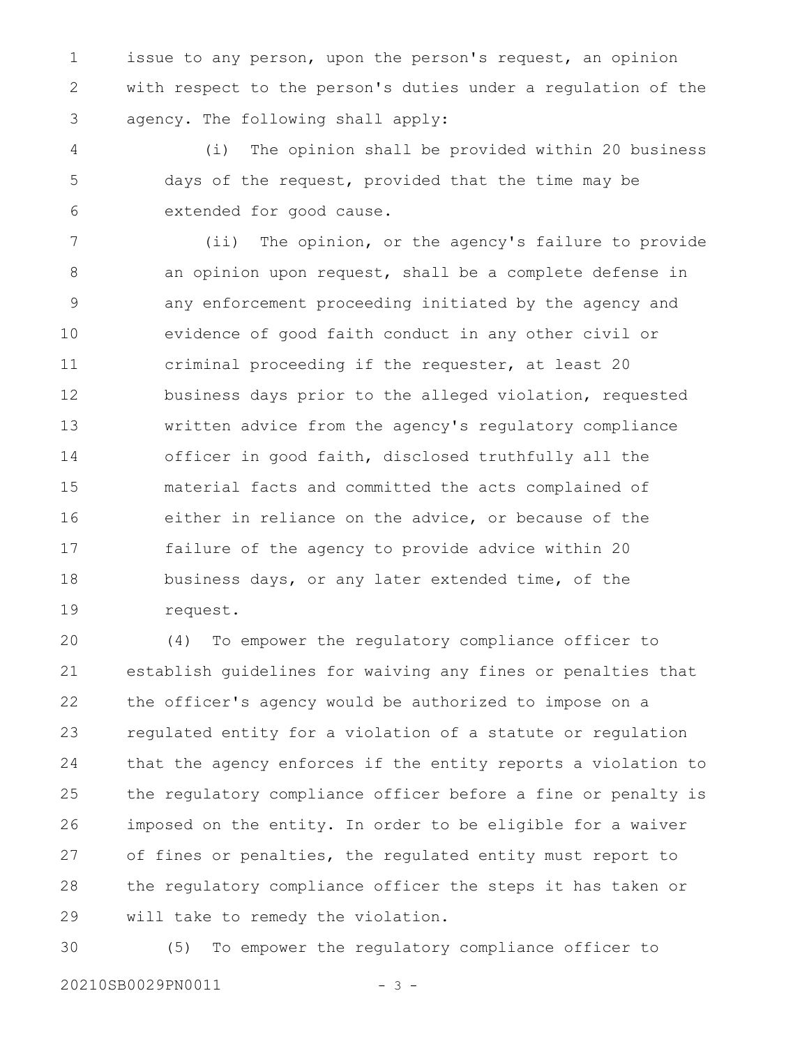issue to any person, upon the person's request, an opinion with respect to the person's duties under a regulation of the agency. The following shall apply:

(i) The opinion shall be provided within 20 business days of the request, provided that the time may be extended for good cause.

(ii) The opinion, or the agency's failure to provide an opinion upon request, shall be a complete defense in any enforcement proceeding initiated by the agency and evidence of good faith conduct in any other civil or criminal proceeding if the requester, at least 20 business days prior to the alleged violation, requested written advice from the agency's regulatory compliance officer in good faith, disclosed truthfully all the material facts and committed the acts complained of either in reliance on the advice, or because of the failure of the agency to provide advice within 20 business days, or any later extended time, of the request.

(4) To empower the regulatory compliance officer to establish guidelines for waiving any fines or penalties that the officer's agency would be authorized to impose on a regulated entity for a violation of a statute or regulation that the agency enforces if the entity reports a violation to the regulatory compliance officer before a fine or penalty is imposed on the entity. In order to be eligible for a waiver of fines or penalties, the regulated entity must report to the regulatory compliance officer the steps it has taken or will take to remedy the violation.

(5) To empower the regulatory compliance officer to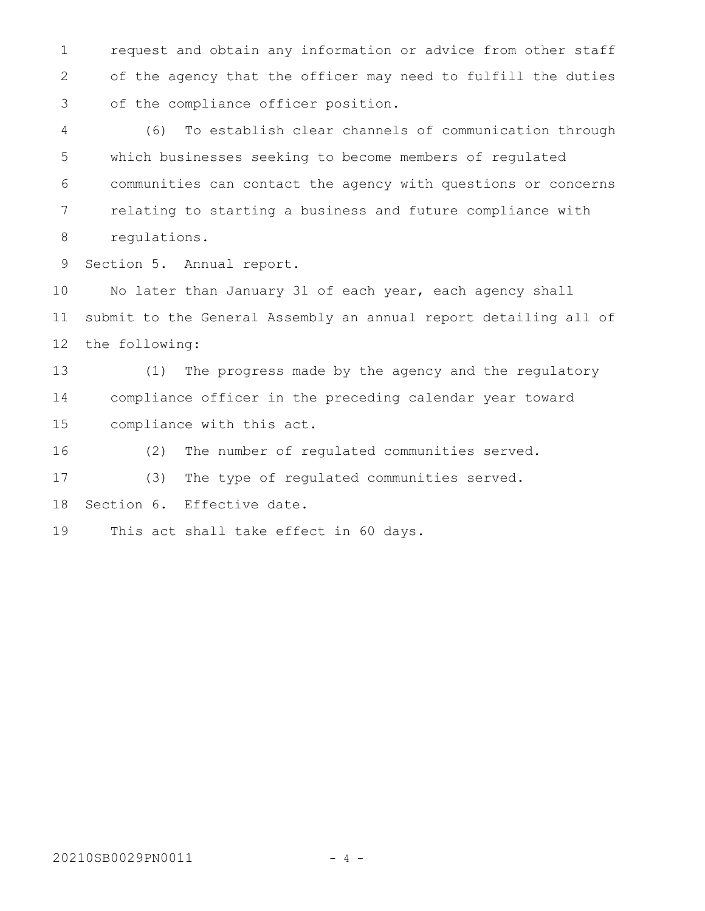request and obtain any information or advice from other staff of the agency that the officer may need to fulfill the duties of the compliance officer position.

(6) To establish clear channels of communication through which businesses seeking to become members of regulated communities can contact the agency with questions or concerns relating to starting a business and future compliance with regulations.

Section 5. Annual report.

No later than January 31 of each year, each agency shall submit to the General Assembly an annual report detailing all of the following:

(1) The progress made by the agency and the regulatory compliance officer in the preceding calendar year toward compliance with this act.

(2) The number of regulated communities served.

(3) The type of regulated communities served.

Section 6. Effective date.

This act shall take effect in 60 days.